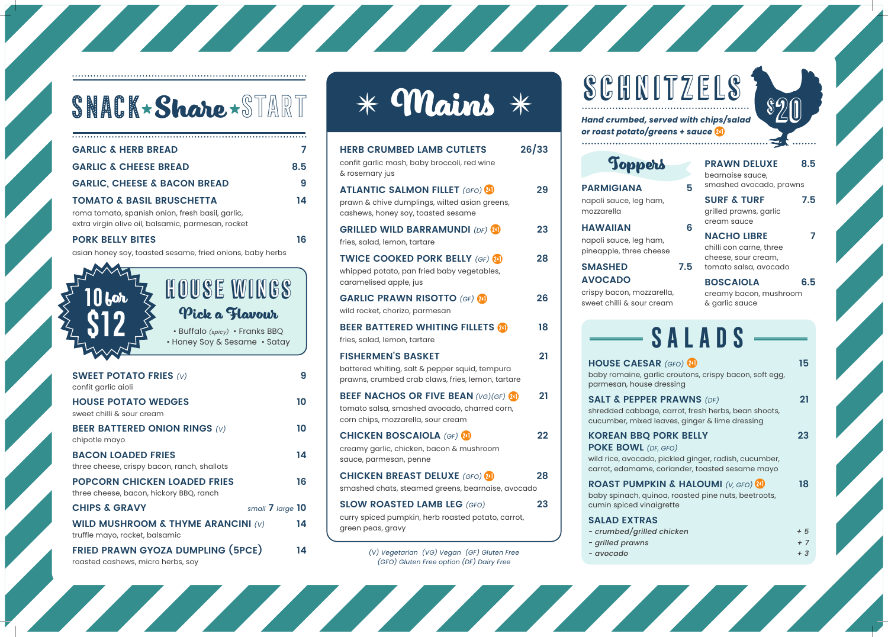# SNACK ★ Share ★ START

**GARLIC & HERB BREAD** 7

**GARLIC & CHEESE BREAD** 8.5

**GARLIC, CHEESE & BACON BREAD** 9

**TOMATO & BASIL BRUSCHETTA** 14
roma tomato, spanish onion, fresh basil, garlic, extra virgin olive oil, balsamic, parmesan, rocket

**PORK BELLY BITES** 16
asian honey soy, toasted sesame, fried onions, baby herbs

## HOUSE WINGS

10 for $12

### Pick a Flavour

- Buffalo *(spicy)*
- Franks BBQ
- Honey Soy & Sesame
- Satay

**SWEET POTATO FRIES** *(V)* 9
confit garlic aioli

**HOUSE POTATO WEDGES** 10
sweet chilli & sour cream

**BEER BATTERED ONION RINGS** *(V)* 10
chipotle mayo

**BACON LOADED FRIES** 14
three cheese, crispy bacon, ranch, shallots

**POPCORN CHICKEN LOADED FRIES** 16
three cheese, bacon, hickory BBQ, ranch

**CHIPS & GRAVY** *small* 7 *large* 10

**WILD MUSHROOM & THYME ARANCINI** *(V)* 14
truffle mayo, rocket, balsamic

**FRIED PRAWN GYOZA DUMPLING (5PCE)** 14
roasted cashews, micro herbs, soy

# ✳ Mains ✳

**HERB CRUMBED LAMB CUTLETS** 26/33
confit garlic mash, baby broccoli, red wine & rosemary jus

**ATLANTIC SALMON FILLET** *(GFO)* 241 29
prawn & chive dumplings, wilted asian greens, cashews, honey soy, toasted sesame

**GRILLED WILD BARRAMUNDI** *(DF)* 241 23
fries, salad, lemon, tartare

**TWICE COOKED PORK BELLY** *(GF)* 241 28
whipped potato, pan fried baby vegetables, caramelised apple, jus

**GARLIC PRAWN RISOTTO** *(GF)* 241 26
wild rocket, chorizo, parmesan

**BEER BATTERED WHITING FILLETS** 241 18
fries, salad, lemon, tartare

**FISHERMEN'S BASKET** 21
battered whiting, salt & pepper squid, tempura prawns, crumbed crab claws, fries, lemon, tartare

**BEEF NACHOS OR FIVE BEAN** *(VG)(GF)* 241 21
tomato salsa, smashed avocado, charred corn, corn chips, mozzarella, sour cream

**CHICKEN BOSCAIOLA** *(GF)* 241 22
creamy garlic, chicken, bacon & mushroom sauce, parmesan, penne

**CHICKEN BREAST DELUXE** *(GFO)* 241 28
smashed chats, steamed greens, bearnaise, avocado

**SLOW ROASTED LAMB LEG** *(GFO)* 23
curry spiced pumpkin, herb roasted potato, carrot, green peas, gravy

*(V) Vegetarian (VG) Vegan (GF) Gluten Free (GFO) Gluten Free option (DF) Dairy Free*

# SCHNITZELS $20

***Hand crumbed, served with chips/salad or roast potato/greens + sauce*** 241

## Toppers

**PARMIGIANA** 5
napoli sauce, leg ham, mozzarella

**HAWAIIAN** 6
napoli sauce, leg ham, pineapple, three cheese

**SMASHED AVOCADO** 7.5
crispy bacon, mozzarella, sweet chilli & sour cream

**PRAWN DELUXE** 8.5
bearnaise sauce, smashed avocado, prawns

**SURF & TURF** 7.5
grilled prawns, garlic cream sauce

**NACHO LIBRE** 7
chilli con carne, three cheese, sour cream, tomato salsa, avocado

**BOSCAIOLA** 6.5
creamy bacon, mushroom & garlic sauce

# SALADS

**HOUSE CAESAR** *(GFO)* 241 15
baby romaine, garlic croutons, crispy bacon, soft egg, parmesan, house dressing

**SALT & PEPPER PRAWNS** *(DF)* 21
shredded cabbage, carrot, fresh herbs, bean shoots, cucumber, mixed leaves, ginger & lime dressing

**KOREAN BBQ PORK BELLY POKE BOWL** *(DF, GFO)* 23
wild rice, avocado, pickled ginger, radish, cucumber, carrot, edamame, coriander, toasted sesame mayo

**ROAST PUMPKIN & HALOUMI** *(V, GFO)* 241 18
baby spinach, quinoa, roasted pine nuts, beetroots, cumin spiced vinaigrette

**SALAD EXTRAS**

- *crumbed/grilled chicken* + 5
- *grilled prawns* + 7
- *avocado* + 3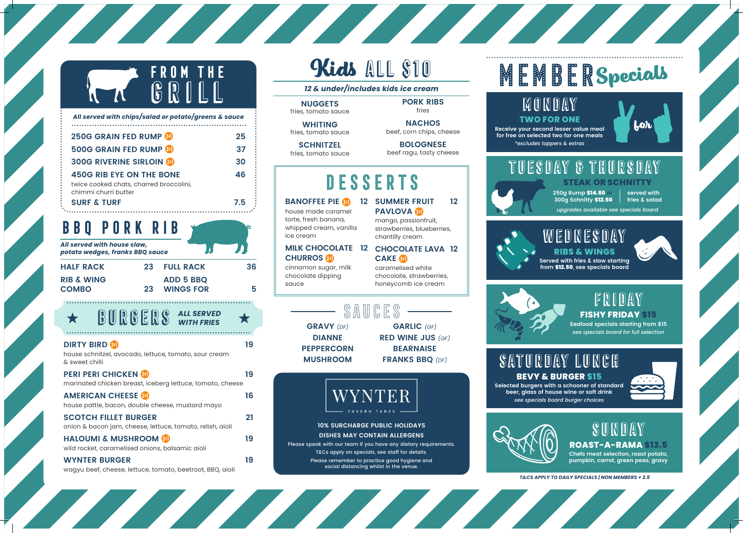# FROM THE GRILL

*All served with chips/salad or potato/greens & sauce*

| | |
|---|---|
| 250G GRAIN FED RUMP (GF) | 25 |
| 500G GRAIN FED RUMP (GF) | 37 |
| 300G RIVERINE SIRLOIN (GF) | 30 |
| 450G RIB EYE ON THE BONE<br>twice cooked chats, charred broccolini, chimmi churri butter | 46 |
| SURF & TURF | 7.5 |

# BBQ PORK RIB

*All served with house slaw, potato wedges, franks BBQ sauce*

| | | | |
|---|---|---|---|
| HALF RACK | 23 | FULL RACK | 36 |
| RIB & WING COMBO | 23 | ADD 5 BBQ WINGS FOR | 5 |

# BURGERS

***ALL SERVED WITH FRIES***

**DIRTY BIRD (GF)** 19
house schnitzel, avocado, lettuce, tomato, sour cream & sweet chilli

**PERI PERI CHICKEN (GF)** 19
marinated chicken breast, iceberg lettuce, tomato, cheese

**AMERICAN CHEESE (GF)** 16
house pattie, bacon, double cheese, mustard mayo

**SCOTCH FILLET BURGER** 21
onion & bacon jam, cheese, lettuce, tomato, relish, aioli

**HALOUMI & MUSHROOM (GF)** 19
wild rocket, caramelised onions, balsamic aioli

**WYNTER BURGER** 19
wagyu beef, cheese, lettuce, tomato, beetroot, BBQ, aioli

# Kids ALL $10

***12 & under/includes kids ice cream***

**NUGGETS**
fries, tomato sauce

**WHITING**
fries, tomato sauce

**SCHNITZEL**
fries, tomato sauce

**PORK RIBS**
fries

**NACHOS**
beef, corn chips, cheese

**BOLOGNESE**
beef ragu, tasty cheese

# DESSERTS

**BANOFFEE PIE (GF)** 12
house made caramel torte, fresh banana, whipped cream, vanilla ice cream

**MILK CHOCOLATE CHURROS (GF)** 12
cinnamon sugar, milk chocolate dipping sauce

**SUMMER FRUIT PAVLOVA (GF)** 12
mango, passionfruit, strawberries, blueberries, chantilly cream

**CHOCOLATE LAVA CAKE (GF)** 12
caramelised white chocolate, strawberries, honeycomb ice cream

# SAUCES

| | |
|---|---|
| GRAVY *(DF)* | GARLIC *(GF)* |
| DIANNE | RED WINE JUS *(GF)* |
| PEPPERCORN | BEARNAISE |
| MUSHROOM | FRANKS BBQ *(DF)* |

WYNTER
TAVERN TAREE

**10% SURCHARGE PUBLIC HOLIDAYS**

**DISHES MAY CONTAIN ALLERGENS**

Please speak with our team if you have any dietary requirements.

T&Cs apply on specials, see staff for details.

Please remember to practice good hygiene and social distancing whilst in the venue.

# MEMBER Specials

## MONDAY

**TWO FOR ONE**

Receive your second lesser value meal for free on selected two for one meals

*\*excludes toppers & extras*

## TUESDAY & THURSDAY

**STEAK OR SCHNITTY**

250g Rump **$14.50** or 300g Schnitty **$12.50** | served with fries & salad

*upgrades available see specials board*

## WEDNESDAY

**RIBS & WINGS**

Served with fries & slaw starting from **$12.50**, see specials board

## FRIDAY

**FISHY FRIDAY $15**

Seafood specials starting from $15

*see specials board for full selection*

## SATURDAY LUNCH

**BEVY & BURGER $15**

Selected burgers with a schooner of standard beer, glass of house wine or soft drink

*see specials board burger choices*

## SUNDAY

**ROAST-A-RAMA $13.5**

Chefs meat selection, roast potato, pumpkin, carrot, green peas, gravy

***T&CS APPLY TO DAILY SPECIALS | NON MEMBERS + 2.5***